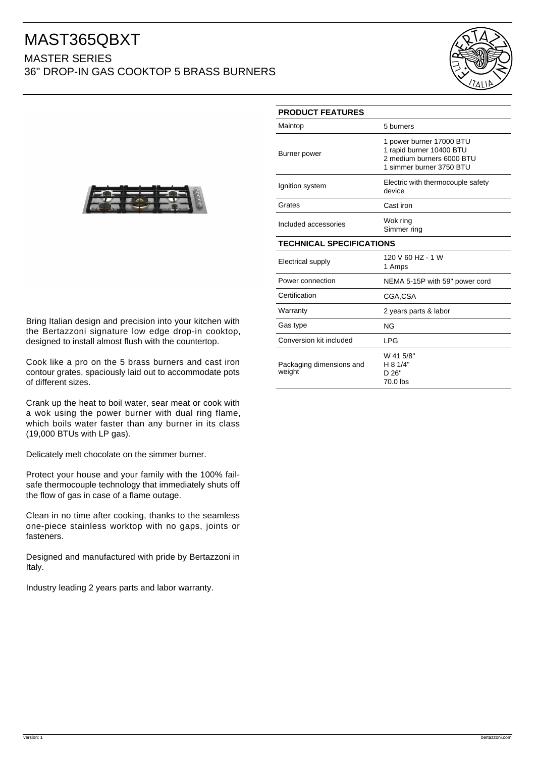# MAST365QBXT

## MASTER SERIES

## 36" DROP-IN GAS COOKTOP 5 BRASS BURNERS

Bring Italian design and precision into your kitchen with the Bertazzoni signature low edge drop-in cooktop, designed to install almost flush with the countertop.

Cook like a pro on the 5 brass burners and cast iron contour grates, spaciously laid out to accommodate pots of different sizes.

Crank up the heat to boil water, sear meat or cook with a wok using the power burner with dual ring flame, which boils water faster than any burner in its class (19,000 BTUs with LP gas).

Delicately melt chocolate on the simmer burner.

Protect your house and your family with the 100% fail-safe thermocouple technology that immediately shuts off the flow of gas in case of a flame outage.

Clean in no time after cooking, thanks to the seamless one-piece stainless worktop with no gaps, joints or fasteners.

Designed and manufactured with pride by Bertazzoni in Italy.

Industry leading 2 years parts and labor warranty.

| PRODUCT FEATURES | |
|---|---|
| Maintop | 5 burners |
| Burner power | 1 power burner 17000 BTU<br>1 rapid burner 10400 BTU<br>2 medium burners 6000 BTU<br>1 simmer burner 3750 BTU |
| Ignition system | Electric with thermocouple safety device |
| Grates | Cast iron |
| Included accessories | Wok ring<br>Simmer ring |

| TECHNICAL SPECIFICATIONS | |
|---|---|
| Electrical supply | 120 V 60 HZ - 1 W<br>1 Amps |
| Power connection | NEMA 5-15P with 59" power cord |
| Certification | CGA,CSA |
| Warranty | 2 years parts & labor |
| Gas type | NG |
| Conversion kit included | LPG |
| Packaging dimensions and weight | W 41 5/8"<br>H 8 1/4"<br>D 26"<br>70.0 lbs |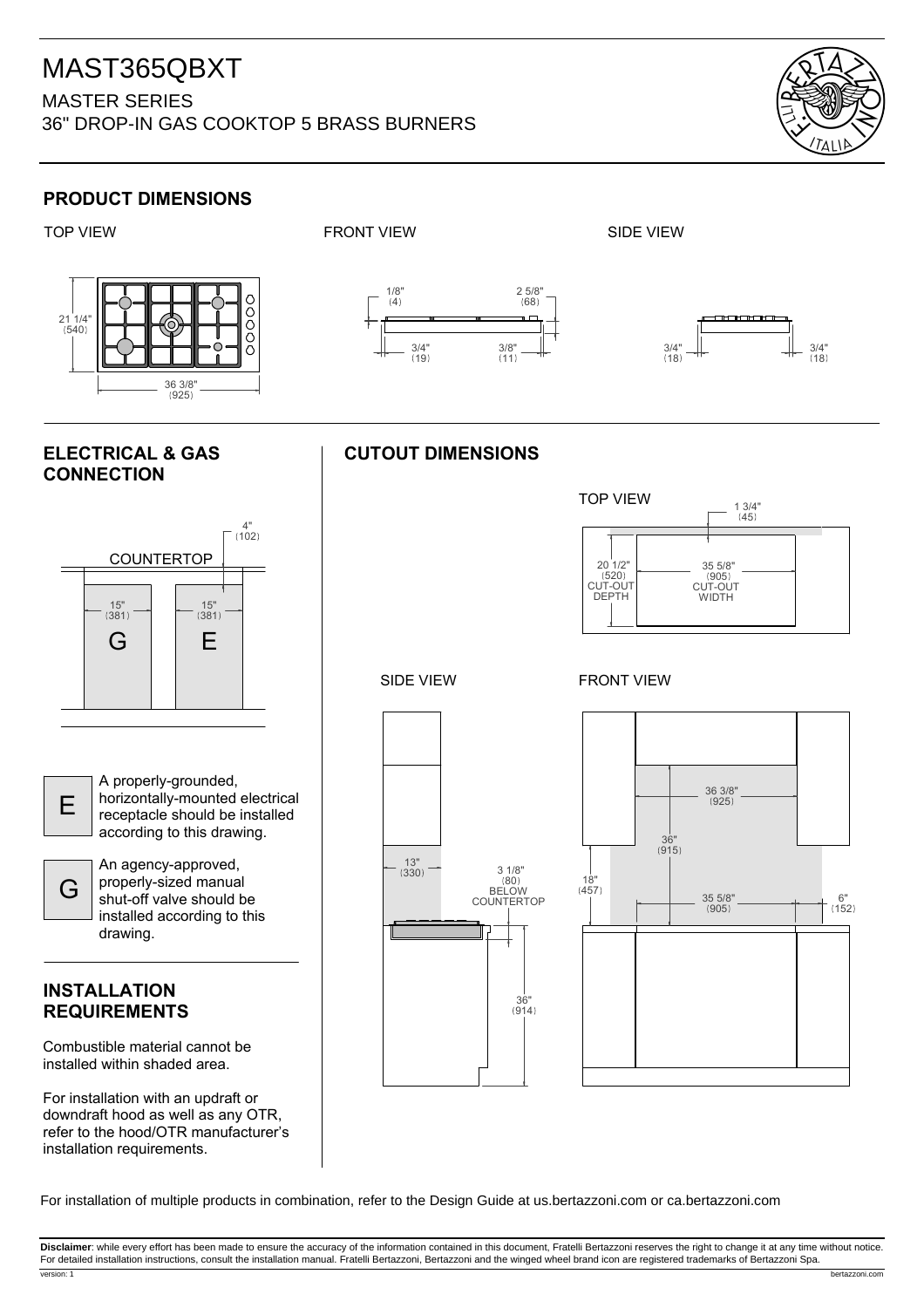# MAST365QBXT

MASTER SERIES

36" DROP-IN GAS COOKTOP 5 BRASS BURNERS

## PRODUCT DIMENSIONS

TOP VIEW

21 1/4" (540)

36 3/8" (925)

FRONT VIEW

1/8" (4)

2 5/8" (68)

3/4" (19)

3/8" (11)

SIDE VIEW

3/4" (18)

3/4" (18)

## ELECTRICAL & GAS CONNECTION

4" (102)

COUNTERTOP

15" (381)

15" (381)

G

E

**E** A properly-grounded, horizontally-mounted electrical receptacle should be installed according to this drawing.

**G** An agency-approved, properly-sized manual shut-off valve should be installed according to this drawing.

## INSTALLATION REQUIREMENTS

Combustible material cannot be installed within shaded area.

For installation with an updraft or downdraft hood as well as any OTR, refer to the hood/OTR manufacturer's installation requirements.

## CUTOUT DIMENSIONS

TOP VIEW

1 3/4" (45)

20 1/2" (520) CUT-OUT DEPTH

35 5/8" (905) CUT-OUT WIDTH

SIDE VIEW

13" (330)

3 1/8" (80) BELOW COUNTERTOP

36" (914)

FRONT VIEW

36 3/8" (925)

36" (915)

18" (457)

35 5/8" (905)

6" (152)

For installation of multiple products in combination, refer to the Design Guide at us.bertazzoni.com or ca.bertazzoni.com

**Disclaimer**: while every effort has been made to ensure the accuracy of the information contained in this document, Fratelli Bertazzoni reserves the right to change it at any time without notice. For detailed installation instructions, consult the installation manual. Fratelli Bertazzoni, Bertazzoni and the winged wheel brand icon are registered trademarks of Bertazzoni Spa.

version: 1